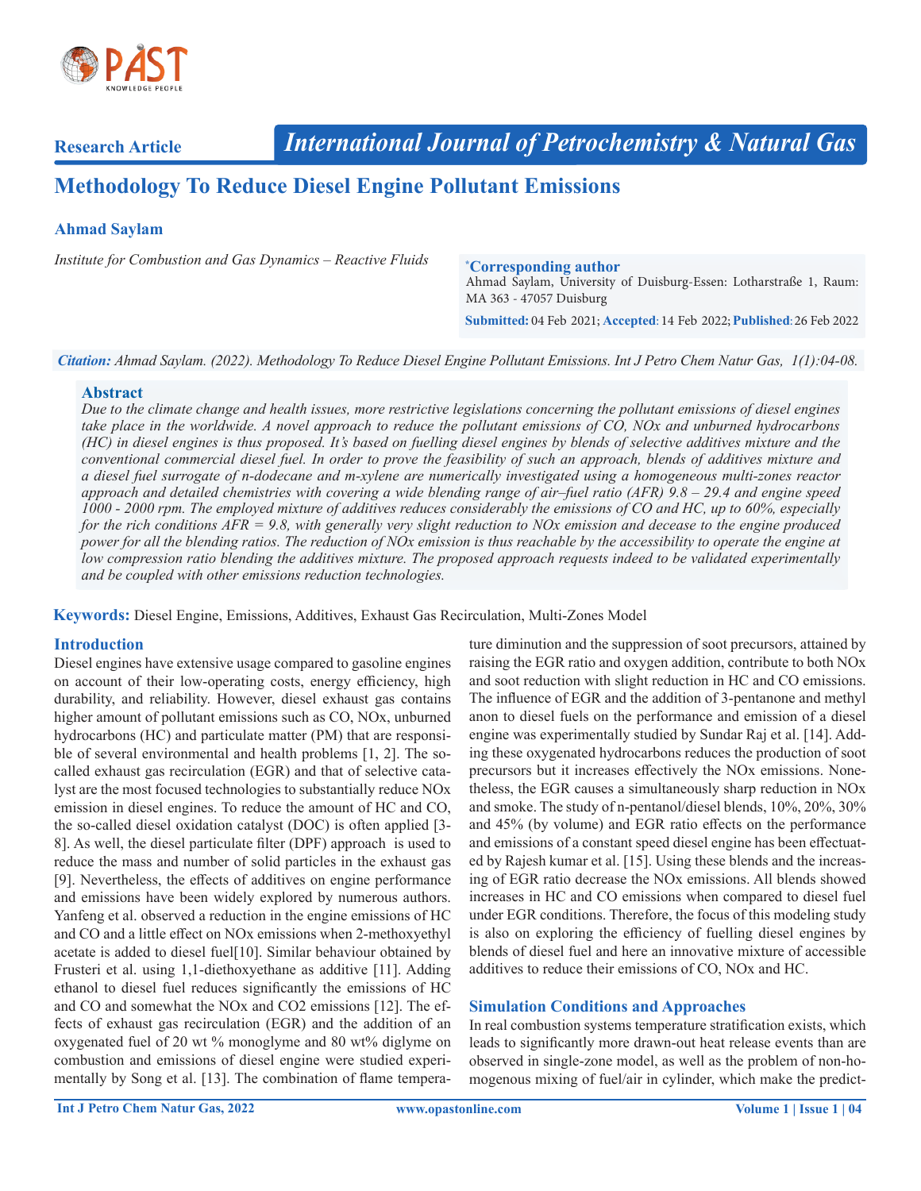Research Article

International Journal of Petrochemistry & Natural Gas

# Methodology To Reduce Diesel Engine Pollutant Emissions

**Ahmad Saylam**

*Institute for Combustion and Gas Dynamics – Reactive Fluids*

**\*Corresponding author**
Ahmad Saylam, University of Duisburg-Essen: Lotharstraße 1, Raum: MA 363 - 47057 Duisburg

**Submitted:** 04 Feb 2021; **Accepted:** 14 Feb 2022; **Published:** 26 Feb 2022

***Citation:*** *Ahmad Saylam. (2022). Methodology To Reduce Diesel Engine Pollutant Emissions. Int J Petro Chem Natur Gas, 1(1):04-08.*

## Abstract

*Due to the climate change and health issues, more restrictive legislations concerning the pollutant emissions of diesel engines take place in the worldwide. A novel approach to reduce the pollutant emissions of CO, NOx and unburned hydrocarbons (HC) in diesel engines is thus proposed. It's based on fuelling diesel engines by blends of selective additives mixture and the conventional commercial diesel fuel. In order to prove the feasibility of such an approach, blends of additives mixture and a diesel fuel surrogate of n-dodecane and m-xylene are numerically investigated using a homogeneous multi-zones reactor approach and detailed chemistries with covering a wide blending range of air–fuel ratio (AFR) 9.8 – 29.4 and engine speed 1000 - 2000 rpm. The employed mixture of additives reduces considerably the emissions of CO and HC, up to 60%, especially for the rich conditions AFR = 9.8, with generally very slight reduction to NOx emission and decease to the engine produced power for all the blending ratios. The reduction of NOx emission is thus reachable by the accessibility to operate the engine at low compression ratio blending the additives mixture. The proposed approach requests indeed to be validated experimentally and be coupled with other emissions reduction technologies.*

**Keywords:** Diesel Engine, Emissions, Additives, Exhaust Gas Recirculation, Multi-Zones Model

## Introduction

Diesel engines have extensive usage compared to gasoline engines on account of their low-operating costs, energy efficiency, high durability, and reliability. However, diesel exhaust gas contains higher amount of pollutant emissions such as CO, NOx, unburned hydrocarbons (HC) and particulate matter (PM) that are responsible of several environmental and health problems [1, 2]. The so-called exhaust gas recirculation (EGR) and that of selective catalyst are the most focused technologies to substantially reduce NOx emission in diesel engines. To reduce the amount of HC and CO, the so-called diesel oxidation catalyst (DOC) is often applied [3-8]. As well, the diesel particulate filter (DPF) approach is used to reduce the mass and number of solid particles in the exhaust gas [9]. Nevertheless, the effects of additives on engine performance and emissions have been widely explored by numerous authors. Yanfeng et al. observed a reduction in the engine emissions of HC and CO and a little effect on NOx emissions when 2-methoxyethyl acetate is added to diesel fuel[10]. Similar behaviour obtained by Frusteri et al. using 1,1-diethoxyethane as additive [11]. Adding ethanol to diesel fuel reduces significantly the emissions of HC and CO and somewhat the NOx and CO2 emissions [12]. The effects of exhaust gas recirculation (EGR) and the addition of an oxygenated fuel of 20 wt % monoglyme and 80 wt% diglyme on combustion and emissions of diesel engine were studied experimentally by Song et al. [13]. The combination of flame temperature diminution and the suppression of soot precursors, attained by raising the EGR ratio and oxygen addition, contribute to both NOx and soot reduction with slight reduction in HC and CO emissions. The influence of EGR and the addition of 3-pentanone and methyl anon to diesel fuels on the performance and emission of a diesel engine was experimentally studied by Sundar Raj et al. [14]. Adding these oxygenated hydrocarbons reduces the production of soot precursors but it increases effectively the NOx emissions. Nonetheless, the EGR causes a simultaneously sharp reduction in NOx and smoke. The study of n-pentanol/diesel blends, 10%, 20%, 30% and 45% (by volume) and EGR ratio effects on the performance and emissions of a constant speed diesel engine has been effectuated by Rajesh kumar et al. [15]. Using these blends and the increasing of EGR ratio decrease the NOx emissions. All blends showed increases in HC and CO emissions when compared to diesel fuel under EGR conditions. Therefore, the focus of this modeling study is also on exploring the efficiency of fuelling diesel engines by blends of diesel fuel and here an innovative mixture of accessible additives to reduce their emissions of CO, NOx and HC.

## Simulation Conditions and Approaches

In real combustion systems temperature stratification exists, which leads to significantly more drawn-out heat release events than are observed in single-zone model, as well as the problem of non-homogenous mixing of fuel/air in cylinder, which make the predict-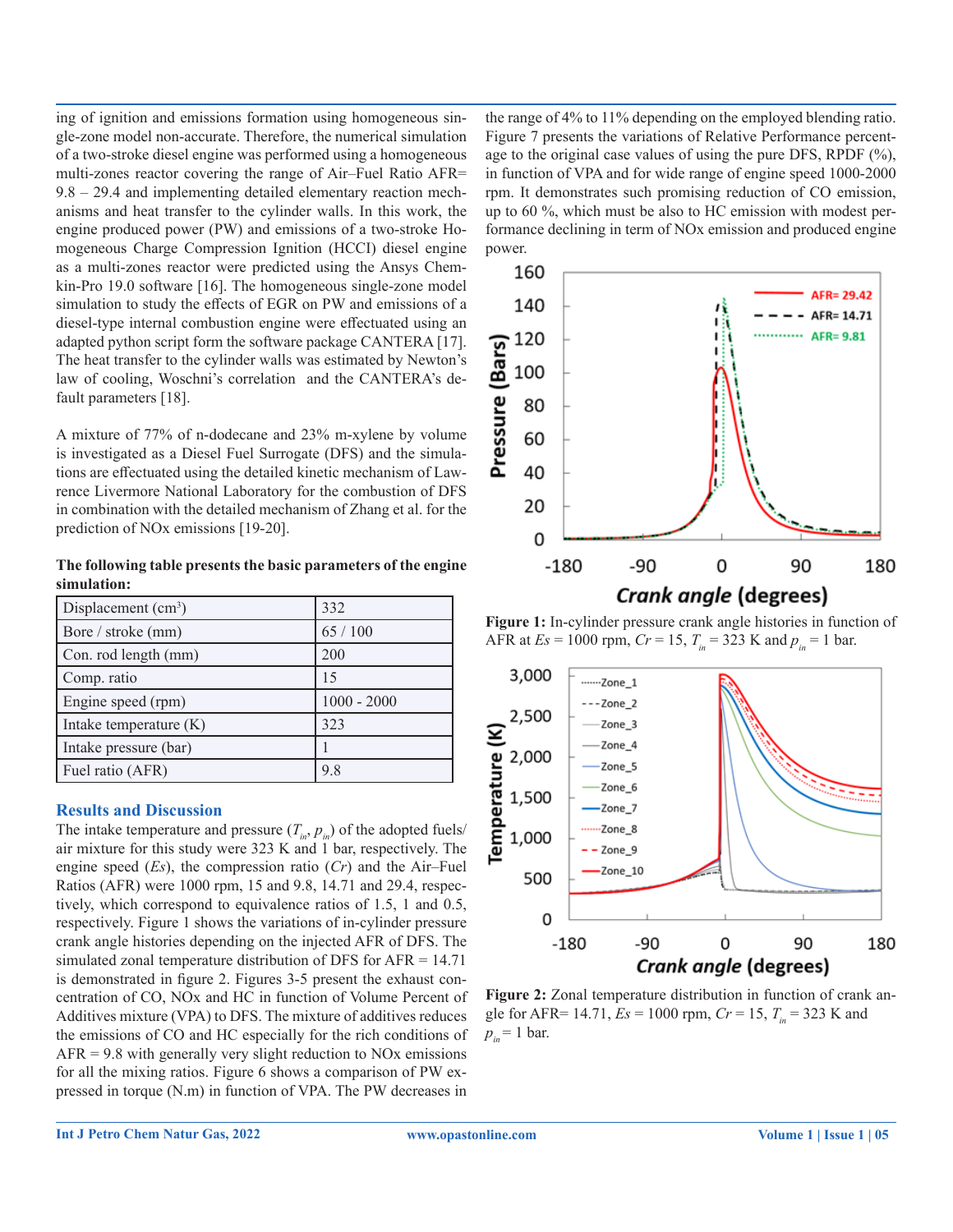ing of ignition and emissions formation using homogeneous single-zone model non-accurate. Therefore, the numerical simulation of a two-stroke diesel engine was performed using a homogeneous multi-zones reactor covering the range of Air–Fuel Ratio AFR= 9.8 – 29.4 and implementing detailed elementary reaction mechanisms and heat transfer to the cylinder walls. In this work, the engine produced power (PW) and emissions of a two-stroke Homogeneous Charge Compression Ignition (HCCI) diesel engine as a multi-zones reactor were predicted using the Ansys Chemkin-Pro 19.0 software [16]. The homogeneous single-zone model simulation to study the effects of EGR on PW and emissions of a diesel-type internal combustion engine were effectuated using an adapted python script form the software package CANTERA [17]. The heat transfer to the cylinder walls was estimated by Newton's law of cooling, Woschni's correlation and the CANTERA's default parameters [18].

A mixture of 77% of n-dodecane and 23% m-xylene by volume is investigated as a Diesel Fuel Surrogate (DFS) and the simulations are effectuated using the detailed kinetic mechanism of Lawrence Livermore National Laboratory for the combustion of DFS in combination with the detailed mechanism of Zhang et al. for the prediction of NOx emissions [19-20].

**The following table presents the basic parameters of the engine simulation:**

| Parameter | Value |
|---|---|
| Displacement ($cm^3$) | 332 |
| Bore / stroke (mm) | 65 / 100 |
| Con. rod length (mm) | 200 |
| Comp. ratio | 15 |
| Engine speed (rpm) | 1000 - 2000 |
| Intake temperature (K) | 323 |
| Intake pressure (bar) | 1 |
| Fuel ratio (AFR) | 9.8 |

## Results and Discussion

The intake temperature and pressure ($T_{in}$, $p_{in}$) of the adopted fuels/air mixture for this study were 323 K and 1 bar, respectively. The engine speed (*Es*), the compression ratio (*Cr*) and the Air–Fuel Ratios (AFR) were 1000 rpm, 15 and 9.8, 14.71 and 29.4, respectively, which correspond to equivalence ratios of 1.5, 1 and 0.5, respectively. Figure 1 shows the variations of in-cylinder pressure crank angle histories depending on the injected AFR of DFS. The simulated zonal temperature distribution of DFS for AFR = 14.71 is demonstrated in figure 2. Figures 3-5 present the exhaust concentration of CO, NOx and HC in function of Volume Percent of Additives mixture (VPA) to DFS. The mixture of additives reduces the emissions of CO and HC especially for the rich conditions of AFR = 9.8 with generally very slight reduction to NOx emissions for all the mixing ratios. Figure 6 shows a comparison of PW expressed in torque (N.m) in function of VPA. The PW decreases in the range of 4% to 11% depending on the employed blending ratio. Figure 7 presents the variations of Relative Performance percentage to the original case values of using the pure DFS, RPDF (%), in function of VPA and for wide range of engine speed 1000-2000 rpm. It demonstrates such promising reduction of CO emission, up to 60 %, which must be also to HC emission with modest performance declining in term of NOx emission and produced engine power.

**Figure 1:** In-cylinder pressure crank angle histories in function of AFR at *Es* = 1000 rpm, *Cr* = 15, $T_{in}$ = 323 K and $p_{in}$ = 1 bar.

**Figure 2:** Zonal temperature distribution in function of crank angle for AFR= 14.71, *Es* = 1000 rpm, *Cr* = 15, $T_{in}$ = 323 K and $p_{in}$ = 1 bar.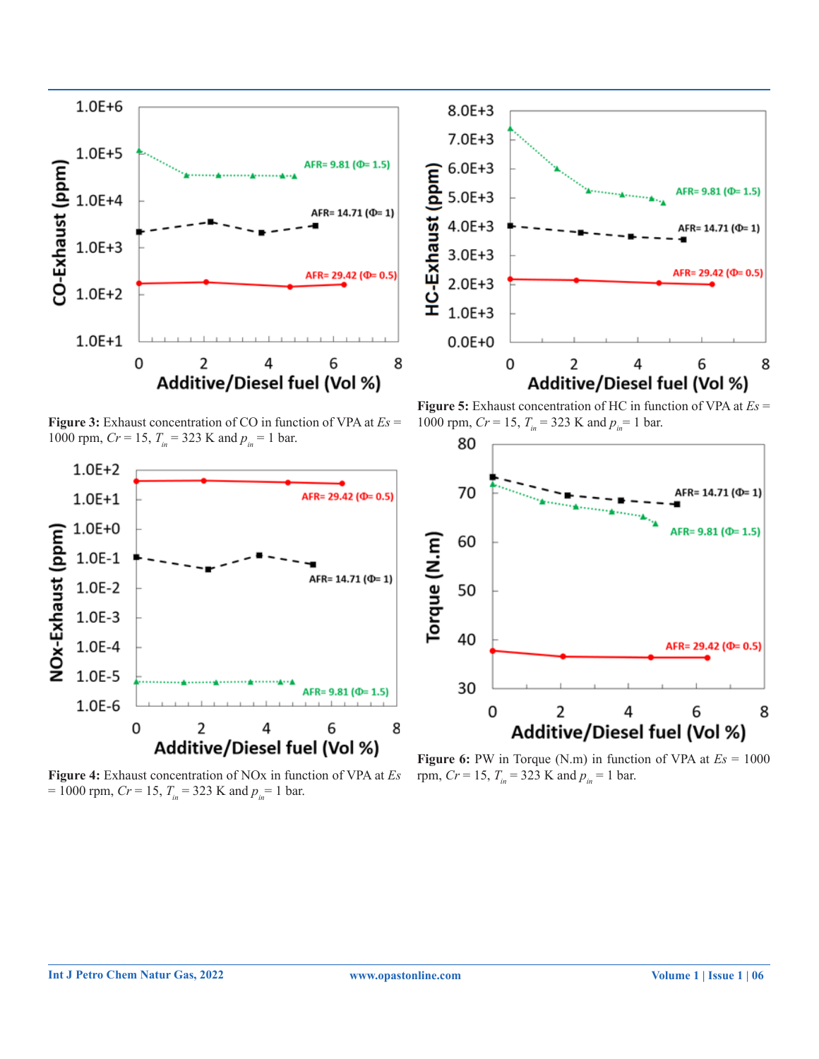Figure 3: Exhaust concentration of CO in function of VPA at $Es$ = 1000 rpm, $Cr$ = 15, $T_{in}$ = 323 K and $p_{in}$ = 1 bar.

Figure 4: Exhaust concentration of NOx in function of VPA at $Es$ = 1000 rpm, $Cr$ = 15, $T_{in}$ = 323 K and $p_{in}$ = 1 bar.

Figure 5: Exhaust concentration of HC in function of VPA at $Es$ = 1000 rpm, $Cr$ = 15, $T_{in}$ = 323 K and $p_{in}$ = 1 bar.

Figure 6: PW in Torque (N.m) in function of VPA at $Es$ = 1000 rpm, $Cr$ = 15, $T_{in}$ = 323 K and $p_{in}$ = 1 bar.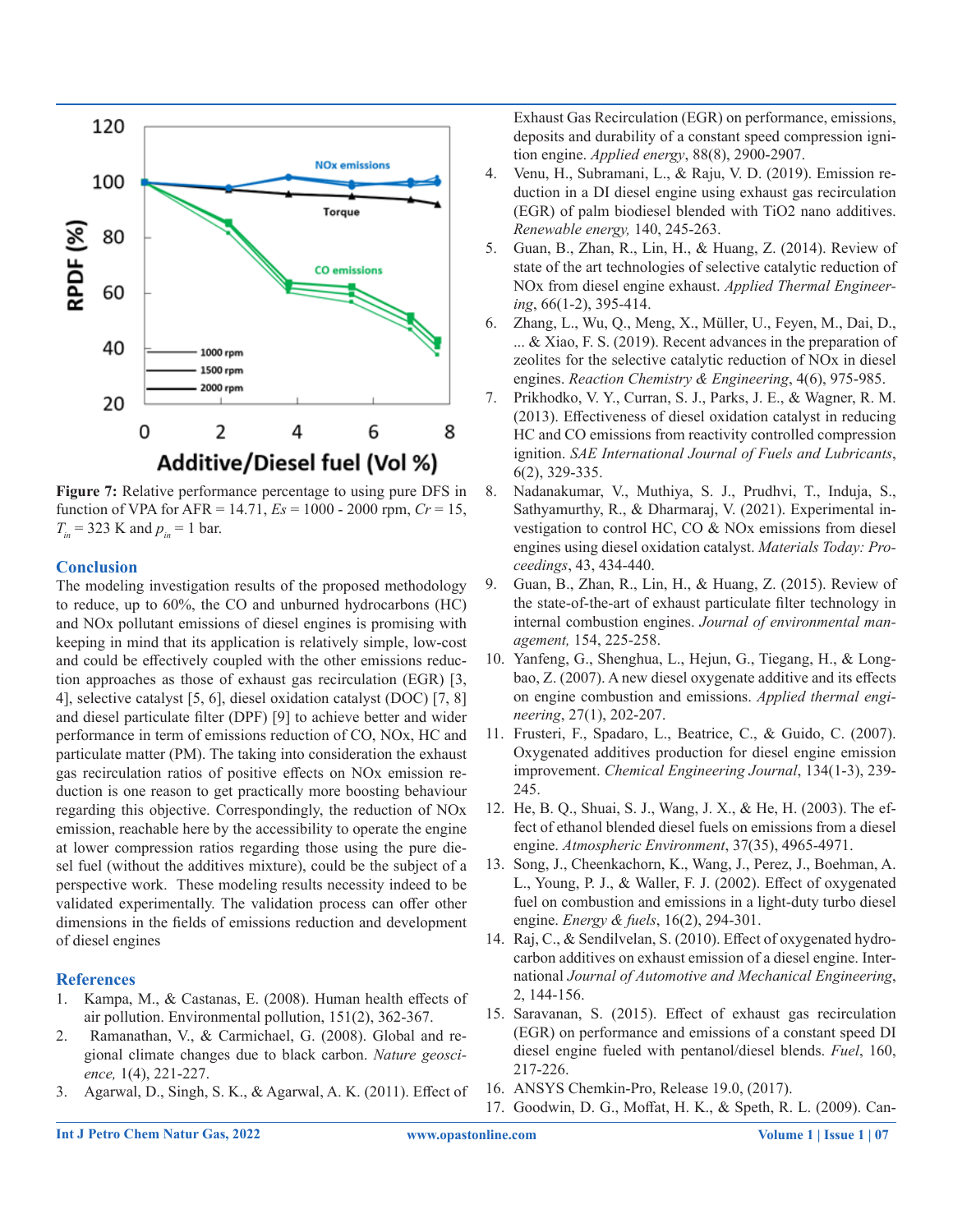Figure 7: Relative performance percentage to using pure DFS in function of VPA for AFR = 14.71, $Es$ = 1000 - 2000 rpm, $Cr$ = 15, $T_{in}$ = 323 K and $p_{in}$ = 1 bar.

## Conclusion

The modeling investigation results of the proposed methodology to reduce, up to 60%, the CO and unburned hydrocarbons (HC) and NOx pollutant emissions of diesel engines is promising with keeping in mind that its application is relatively simple, low-cost and could be effectively coupled with the other emissions reduction approaches as those of exhaust gas recirculation (EGR) [3, 4], selective catalyst [5, 6], diesel oxidation catalyst (DOC) [7, 8] and diesel particulate filter (DPF) [9] to achieve better and wider performance in term of emissions reduction of CO, NOx, HC and particulate matter (PM). The taking into consideration the exhaust gas recirculation ratios of positive effects on NOx emission reduction is one reason to get practically more boosting behaviour regarding this objective. Correspondingly, the reduction of NOx emission, reachable here by the accessibility to operate the engine at lower compression ratios regarding those using the pure diesel fuel (without the additives mixture), could be the subject of a perspective work. These modeling results necessity indeed to be validated experimentally. The validation process can offer other dimensions in the fields of emissions reduction and development of diesel engines

## References

1. Kampa, M., & Castanas, E. (2008). Human health effects of air pollution. Environmental pollution, 151(2), 362-367.
2. Ramanathan, V., & Carmichael, G. (2008). Global and regional climate changes due to black carbon. *Nature geoscience,* 1(4), 221-227.
3. Agarwal, D., Singh, S. K., & Agarwal, A. K. (2011). Effect of Exhaust Gas Recirculation (EGR) on performance, emissions, deposits and durability of a constant speed compression ignition engine. *Applied energy*, 88(8), 2900-2907.
4. Venu, H., Subramani, L., & Raju, V. D. (2019). Emission reduction in a DI diesel engine using exhaust gas recirculation (EGR) of palm biodiesel blended with TiO2 nano additives. *Renewable energy,* 140, 245-263.
5. Guan, B., Zhan, R., Lin, H., & Huang, Z. (2014). Review of state of the art technologies of selective catalytic reduction of NOx from diesel engine exhaust. *Applied Thermal Engineering*, 66(1-2), 395-414.
6. Zhang, L., Wu, Q., Meng, X., Müller, U., Feyen, M., Dai, D., ... & Xiao, F. S. (2019). Recent advances in the preparation of zeolites for the selective catalytic reduction of NOx in diesel engines. *Reaction Chemistry & Engineering*, 4(6), 975-985.
7. Prikhodko, V. Y., Curran, S. J., Parks, J. E., & Wagner, R. M. (2013). Effectiveness of diesel oxidation catalyst in reducing HC and CO emissions from reactivity controlled compression ignition. *SAE International Journal of Fuels and Lubricants*, 6(2), 329-335.
8. Nadanakumar, V., Muthiya, S. J., Prudhvi, T., Induja, S., Sathyamurthy, R., & Dharmaraj, V. (2021). Experimental investigation to control HC, CO & NOx emissions from diesel engines using diesel oxidation catalyst. *Materials Today: Proceedings*, 43, 434-440.
9. Guan, B., Zhan, R., Lin, H., & Huang, Z. (2015). Review of the state-of-the-art of exhaust particulate filter technology in internal combustion engines. *Journal of environmental management,* 154, 225-258.
10. Yanfeng, G., Shenghua, L., Hejun, G., Tiegang, H., & Longbao, Z. (2007). A new diesel oxygenate additive and its effects on engine combustion and emissions. *Applied thermal engineering*, 27(1), 202-207.
11. Frusteri, F., Spadaro, L., Beatrice, C., & Guido, C. (2007). Oxygenated additives production for diesel engine emission improvement. *Chemical Engineering Journal*, 134(1-3), 239-245.
12. He, B. Q., Shuai, S. J., Wang, J. X., & He, H. (2003). The effect of ethanol blended diesel fuels on emissions from a diesel engine. *Atmospheric Environment*, 37(35), 4965-4971.
13. Song, J., Cheenkachorn, K., Wang, J., Perez, J., Boehman, A. L., Young, P. J., & Waller, F. J. (2002). Effect of oxygenated fuel on combustion and emissions in a light-duty turbo diesel engine. *Energy & fuels*, 16(2), 294-301.
14. Raj, C., & Sendilvelan, S. (2010). Effect of oxygenated hydrocarbon additives on exhaust emission of a diesel engine. International *Journal of Automotive and Mechanical Engineering*, 2, 144-156.
15. Saravanan, S. (2015). Effect of exhaust gas recirculation (EGR) on performance and emissions of a constant speed DI diesel engine fueled with pentanol/diesel blends. *Fuel*, 160, 217-226.
16. ANSYS Chemkin-Pro, Release 19.0, (2017).
17. Goodwin, D. G., Moffat, H. K., & Speth, R. L. (2009). Can-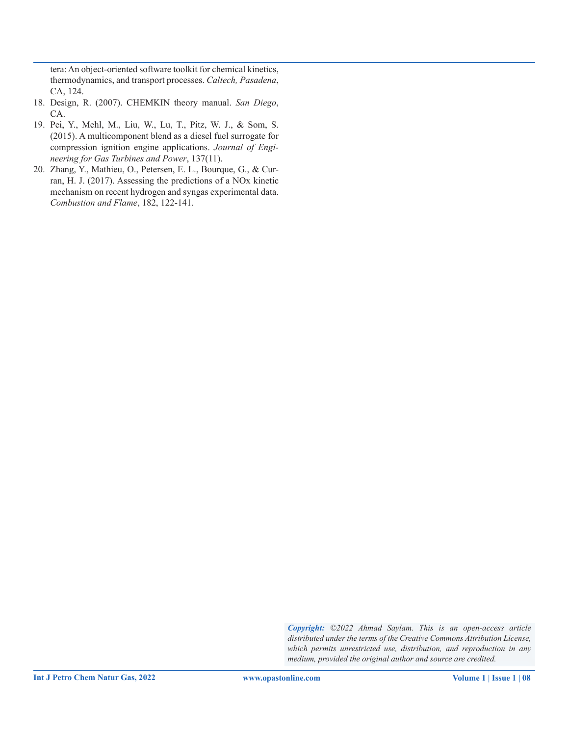tera: An object-oriented software toolkit for chemical kinetics, thermodynamics, and transport processes. *Caltech, Pasadena*, CA, 124.

18. Design, R. (2007). CHEMKIN theory manual. *San Diego*, CA.
19. Pei, Y., Mehl, M., Liu, W., Lu, T., Pitz, W. J., & Som, S. (2015). A multicomponent blend as a diesel fuel surrogate for compression ignition engine applications. *Journal of Engineering for Gas Turbines and Power*, 137(11).
20. Zhang, Y., Mathieu, O., Petersen, E. L., Bourque, G., & Curran, H. J. (2017). Assessing the predictions of a NOx kinetic mechanism on recent hydrogen and syngas experimental data. *Combustion and Flame*, 182, 122-141.

***Copyright:*** *©2022 Ahmad Saylam. This is an open-access article distributed under the terms of the Creative Commons Attribution License, which permits unrestricted use, distribution, and reproduction in any medium, provided the original author and source are credited.*